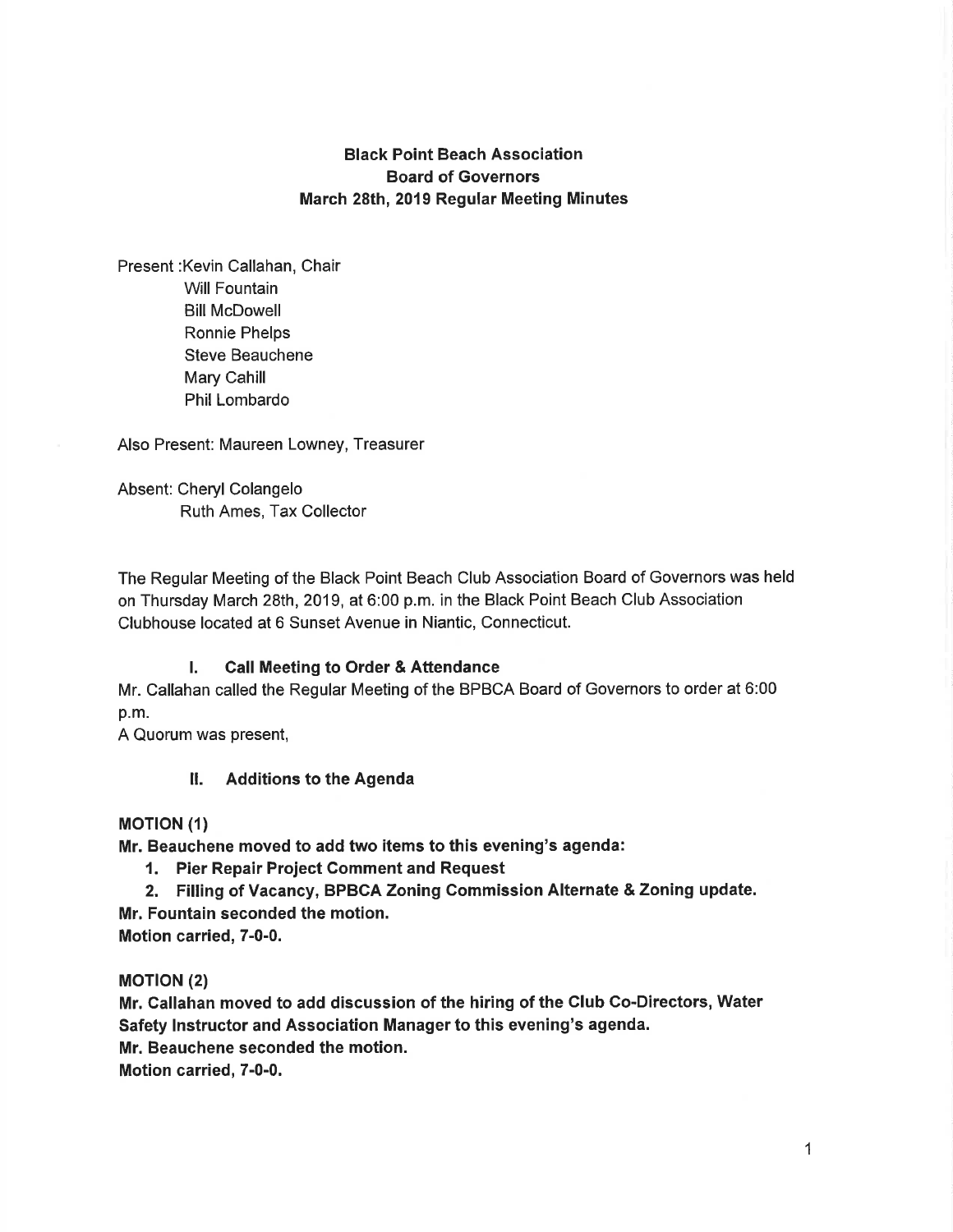**Black Point Beach Association**
**Board of Governors**
**March 28th, 2019 Regular Meeting Minutes**

Present :Kevin Callahan, Chair
Will Fountain
Bill McDowell
Ronnie Phelps
Steve Beauchene
Mary Cahill
Phil Lombardo

Also Present: Maureen Lowney, Treasurer

Absent: Cheryl Colangelo
Ruth Ames, Tax Collector

The Regular Meeting of the Black Point Beach Club Association Board of Governors was held on Thursday March 28th, 2019, at 6:00 p.m. in the Black Point Beach Club Association Clubhouse located at 6 Sunset Avenue in Niantic, Connecticut.

### I. Call Meeting to Order & Attendance

Mr. Callahan called the Regular Meeting of the BPBCA Board of Governors to order at 6:00 p.m.
A Quorum was present,

### II. Additions to the Agenda

**MOTION (1)**
**Mr. Beauchene moved to add two items to this evening's agenda:**

1. **Pier Repair Project Comment and Request**
2. **Filling of Vacancy, BPBCA Zoning Commission Alternate & Zoning update.**

**Mr. Fountain seconded the motion.**
**Motion carried, 7-0-0.**

**MOTION (2)**
**Mr. Callahan moved to add discussion of the hiring of the Club Co-Directors, Water Safety Instructor and Association Manager to this evening's agenda.**
**Mr. Beauchene seconded the motion.**
**Motion carried, 7-0-0.**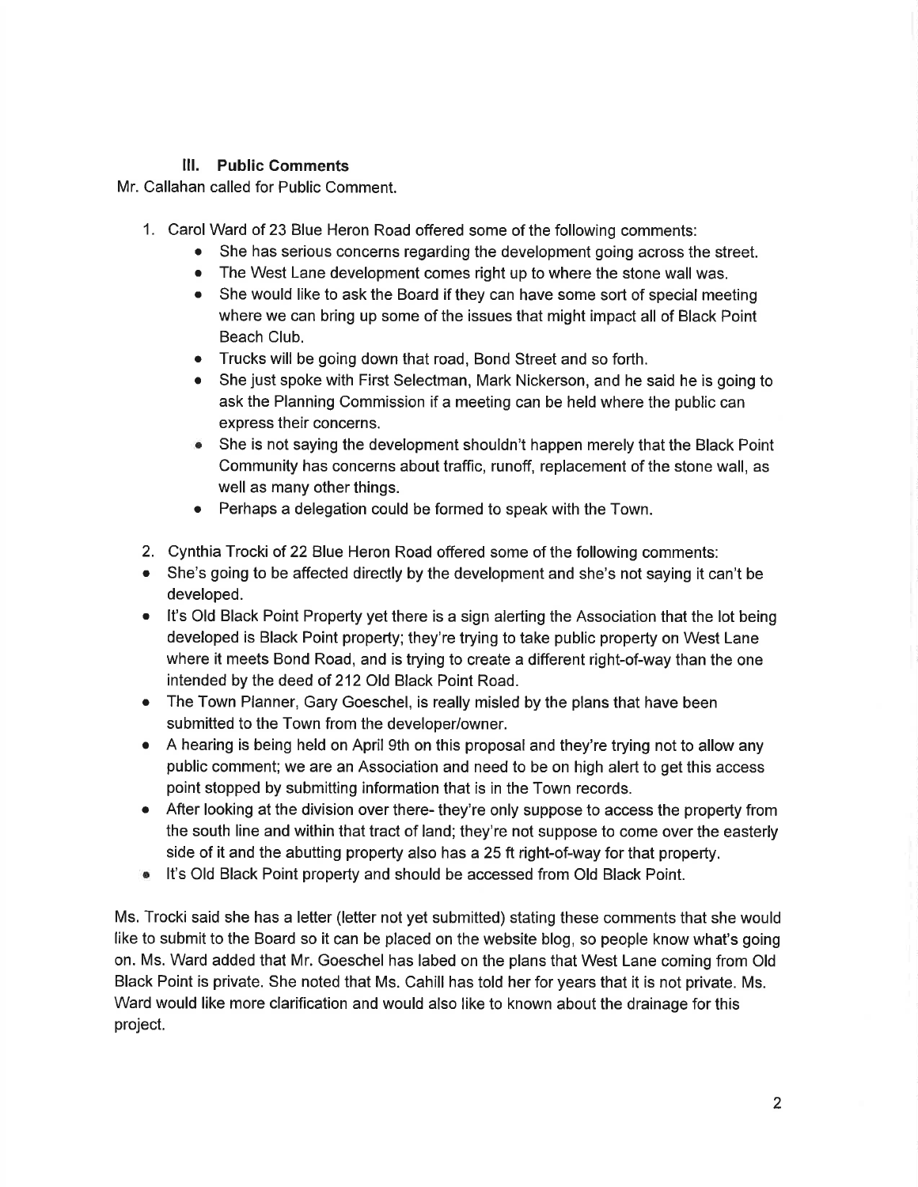### III. Public Comments

Mr. Callahan called for Public Comment.

1. Carol Ward of 23 Blue Heron Road offered some of the following comments:
   - She has serious concerns regarding the development going across the street.
   - The West Lane development comes right up to where the stone wall was.
   - She would like to ask the Board if they can have some sort of special meeting where we can bring up some of the issues that might impact all of Black Point Beach Club.
   - Trucks will be going down that road, Bond Street and so forth.
   - She just spoke with First Selectman, Mark Nickerson, and he said he is going to ask the Planning Commission if a meeting can be held where the public can express their concerns.
   - She is not saying the development shouldn't happen merely that the Black Point Community has concerns about traffic, runoff, replacement of the stone wall, as well as many other things.
   - Perhaps a delegation could be formed to speak with the Town.

2. Cynthia Trocki of 22 Blue Heron Road offered some of the following comments:

- She's going to be affected directly by the development and she's not saying it can't be developed.
- It's Old Black Point Property yet there is a sign alerting the Association that the lot being developed is Black Point property; they're trying to take public property on West Lane where it meets Bond Road, and is trying to create a different right-of-way than the one intended by the deed of 212 Old Black Point Road.
- The Town Planner, Gary Goeschel, is really misled by the plans that have been submitted to the Town from the developer/owner.
- A hearing is being held on April 9th on this proposal and they're trying not to allow any public comment; we are an Association and need to be on high alert to get this access point stopped by submitting information that is in the Town records.
- After looking at the division over there- they're only suppose to access the property from the south line and within that tract of land; they're not suppose to come over the easterly side of it and the abutting property also has a 25 ft right-of-way for that property.
- It's Old Black Point property and should be accessed from Old Black Point.

Ms. Trocki said she has a letter (letter not yet submitted) stating these comments that she would like to submit to the Board so it can be placed on the website blog, so people know what's going on. Ms. Ward added that Mr. Goeschel has labed on the plans that West Lane coming from Old Black Point is private. She noted that Ms. Cahill has told her for years that it is not private. Ms. Ward would like more clarification and would also like to known about the drainage for this project.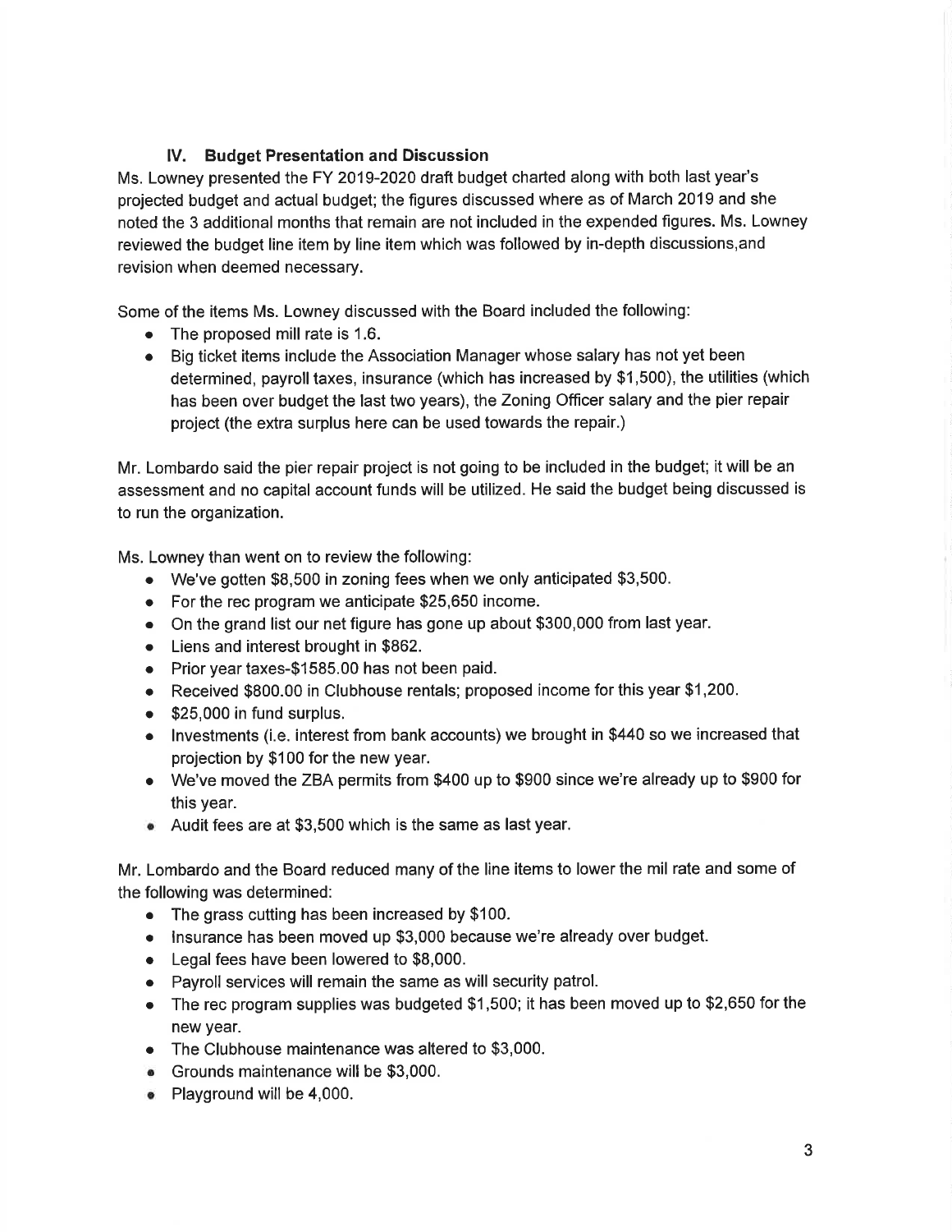### IV. Budget Presentation and Discussion

Ms. Lowney presented the FY 2019-2020 draft budget charted along with both last year's projected budget and actual budget; the figures discussed where as of March 2019 and she noted the 3 additional months that remain are not included in the expended figures. Ms. Lowney reviewed the budget line item by line item which was followed by in-depth discussions,and revision when deemed necessary.

Some of the items Ms. Lowney discussed with the Board included the following:

- The proposed mill rate is 1.6.
- Big ticket items include the Association Manager whose salary has not yet been determined, payroll taxes, insurance (which has increased by $1,500), the utilities (which has been over budget the last two years), the Zoning Officer salary and the pier repair project (the extra surplus here can be used towards the repair.)

Mr. Lombardo said the pier repair project is not going to be included in the budget; it will be an assessment and no capital account funds will be utilized. He said the budget being discussed is to run the organization.

Ms. Lowney than went on to review the following:

- We've gotten $8,500 in zoning fees when we only anticipated $3,500.
- For the rec program we anticipate $25,650 income.
- On the grand list our net figure has gone up about $300,000 from last year.
- Liens and interest brought in $862.
- Prior year taxes-$1585.00 has not been paid.
- Received $800.00 in Clubhouse rentals; proposed income for this year $1,200.
- $25,000 in fund surplus.
- Investments (i.e. interest from bank accounts) we brought in $440 so we increased that projection by $100 for the new year.
- We've moved the ZBA permits from $400 up to $900 since we're already up to $900 for this year.
- Audit fees are at $3,500 which is the same as last year.

Mr. Lombardo and the Board reduced many of the line items to lower the mil rate and some of the following was determined:

- The grass cutting has been increased by $100.
- Insurance has been moved up $3,000 because we're already over budget.
- Legal fees have been lowered to $8,000.
- Payroll services will remain the same as will security patrol.
- The rec program supplies was budgeted $1,500; it has been moved up to $2,650 for the new year.
- The Clubhouse maintenance was altered to $3,000.
- Grounds maintenance will be $3,000.
- Playground will be 4,000.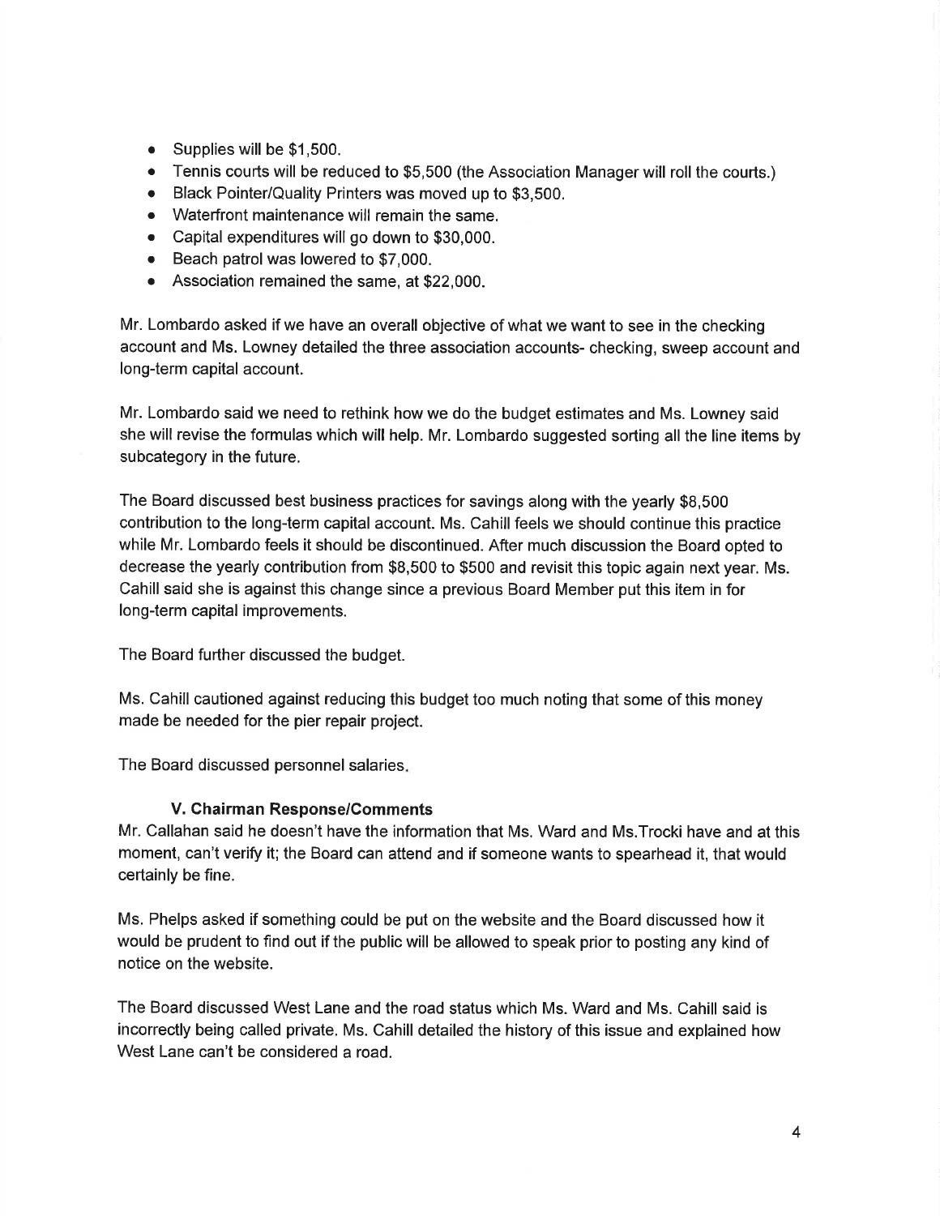- Supplies will be $1,500.
- Tennis courts will be reduced to $5,500 (the Association Manager will roll the courts.)
- Black Pointer/Quality Printers was moved up to $3,500.
- Waterfront maintenance will remain the same.
- Capital expenditures will go down to $30,000.
- Beach patrol was lowered to $7,000.
- Association remained the same, at $22,000.

Mr. Lombardo asked if we have an overall objective of what we want to see in the checking account and Ms. Lowney detailed the three association accounts- checking, sweep account and long-term capital account.

Mr. Lombardo said we need to rethink how we do the budget estimates and Ms. Lowney said she will revise the formulas which will help. Mr. Lombardo suggested sorting all the line items by subcategory in the future.

The Board discussed best business practices for savings along with the yearly $8,500 contribution to the long-term capital account. Ms. Cahill feels we should continue this practice while Mr. Lombardo feels it should be discontinued. After much discussion the Board opted to decrease the yearly contribution from $8,500 to $500 and revisit this topic again next year. Ms. Cahill said she is against this change since a previous Board Member put this item in for long-term capital improvements.

The Board further discussed the budget.

Ms. Cahill cautioned against reducing this budget too much noting that some of this money made be needed for the pier repair project.

The Board discussed personnel salaries.

### V. Chairman Response/Comments

Mr. Callahan said he doesn't have the information that Ms. Ward and Ms.Trocki have and at this moment, can't verify it; the Board can attend and if someone wants to spearhead it, that would certainly be fine.

Ms. Phelps asked if something could be put on the website and the Board discussed how it would be prudent to find out if the public will be allowed to speak prior to posting any kind of notice on the website.

The Board discussed West Lane and the road status which Ms. Ward and Ms. Cahill said is incorrectly being called private. Ms. Cahill detailed the history of this issue and explained how West Lane can't be considered a road.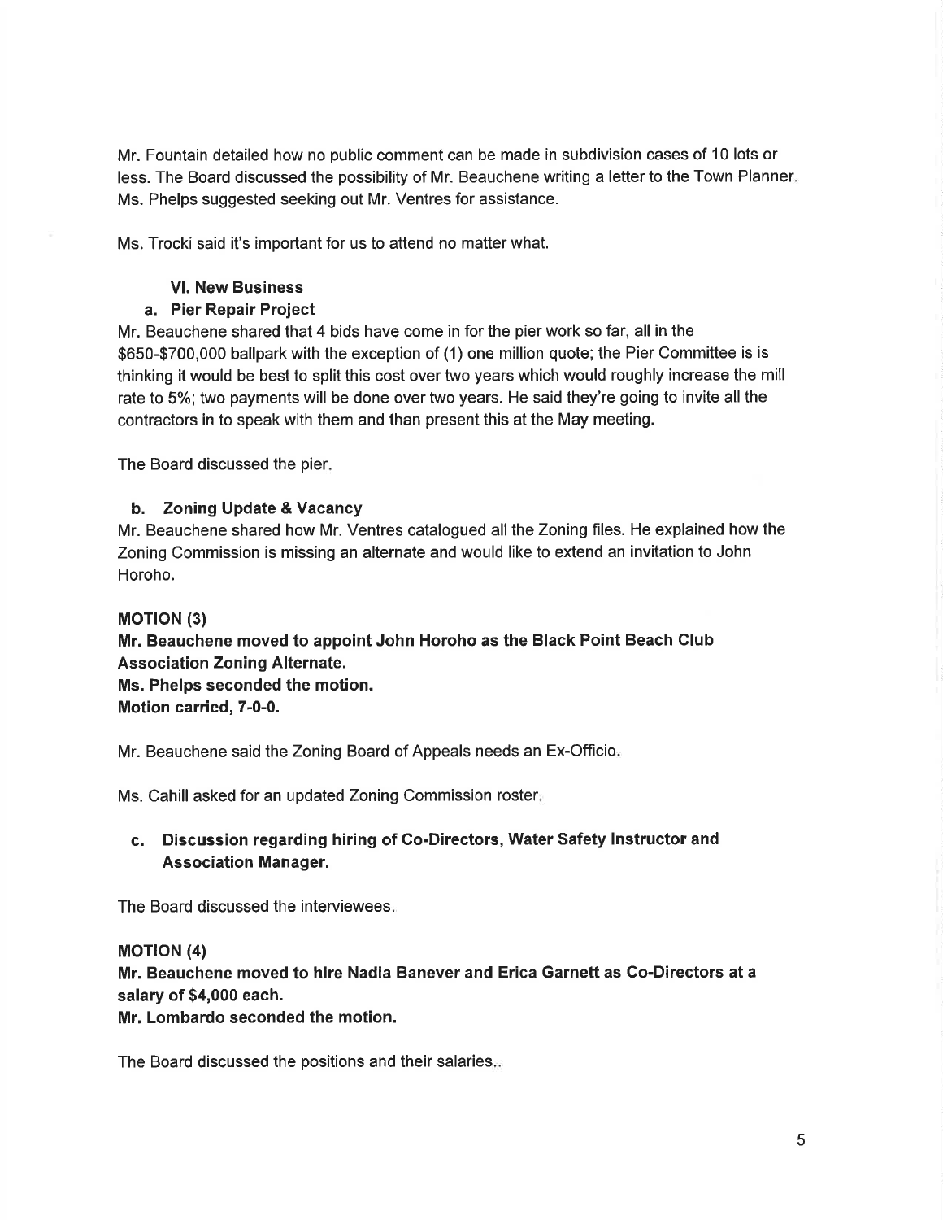Mr. Fountain detailed how no public comment can be made in subdivision cases of 10 lots or less. The Board discussed the possibility of Mr. Beauchene writing a letter to the Town Planner. Ms. Phelps suggested seeking out Mr. Ventres for assistance.

Ms. Trocki said it's important for us to attend no matter what.

### VI. New Business

#### a. Pier Repair Project

Mr. Beauchene shared that 4 bids have come in for the pier work so far, all in the \$650-\$700,000 ballpark with the exception of (1) one million quote; the Pier Committee is is thinking it would be best to split this cost over two years which would roughly increase the mill rate to 5%; two payments will be done over two years. He said they're going to invite all the contractors in to speak with them and than present this at the May meeting.

The Board discussed the pier.

#### b. Zoning Update & Vacancy

Mr. Beauchene shared how Mr. Ventres catalogued all the Zoning files. He explained how the Zoning Commission is missing an alternate and would like to extend an invitation to John Horoho.

**MOTION (3)**

**Mr. Beauchene moved to appoint John Horoho as the Black Point Beach Club Association Zoning Alternate.**
**Ms. Phelps seconded the motion.**
**Motion carried, 7-0-0.**

Mr. Beauchene said the Zoning Board of Appeals needs an Ex-Officio.

Ms. Cahill asked for an updated Zoning Commission roster.

#### c. Discussion regarding hiring of Co-Directors, Water Safety Instructor and Association Manager.

The Board discussed the interviewees.

**MOTION (4)**

**Mr. Beauchene moved to hire Nadia Banever and Erica Garnett as Co-Directors at a salary of \$4,000 each.**
**Mr. Lombardo seconded the motion.**

The Board discussed the positions and their salaries..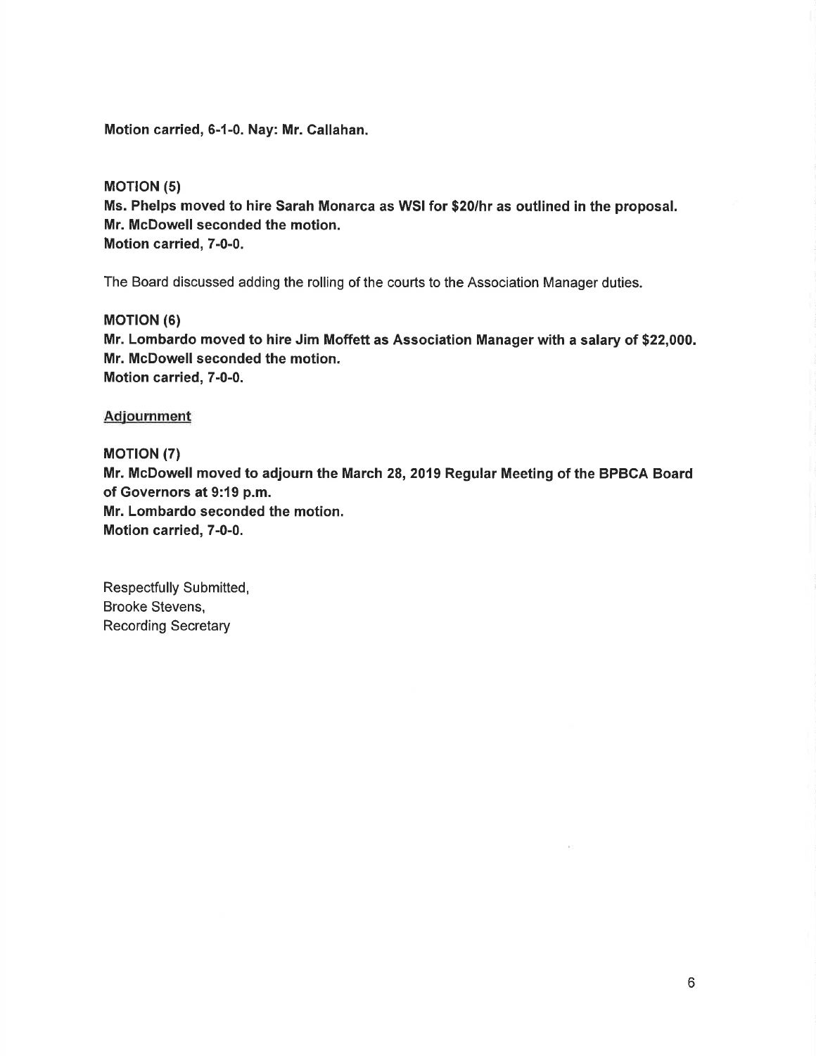**Motion carried, 6-1-0. Nay: Mr. Callahan.**

**MOTION (5)**
**Ms. Phelps moved to hire Sarah Monarca as WSI for $20/hr as outlined in the proposal.**
**Mr. McDowell seconded the motion.**
**Motion carried, 7-0-0.**

The Board discussed adding the rolling of the courts to the Association Manager duties.

**MOTION (6)**
**Mr. Lombardo moved to hire Jim Moffett as Association Manager with a salary of $22,000.**
**Mr. McDowell seconded the motion.**
**Motion carried, 7-0-0.**

<u>Adjournment</u>

**MOTION (7)**
**Mr. McDowell moved to adjourn the March 28, 2019 Regular Meeting of the BPBCA Board of Governors at 9:19 p.m.**
**Mr. Lombardo seconded the motion.**
**Motion carried, 7-0-0.**

Respectfully Submitted,
Brooke Stevens,
Recording Secretary